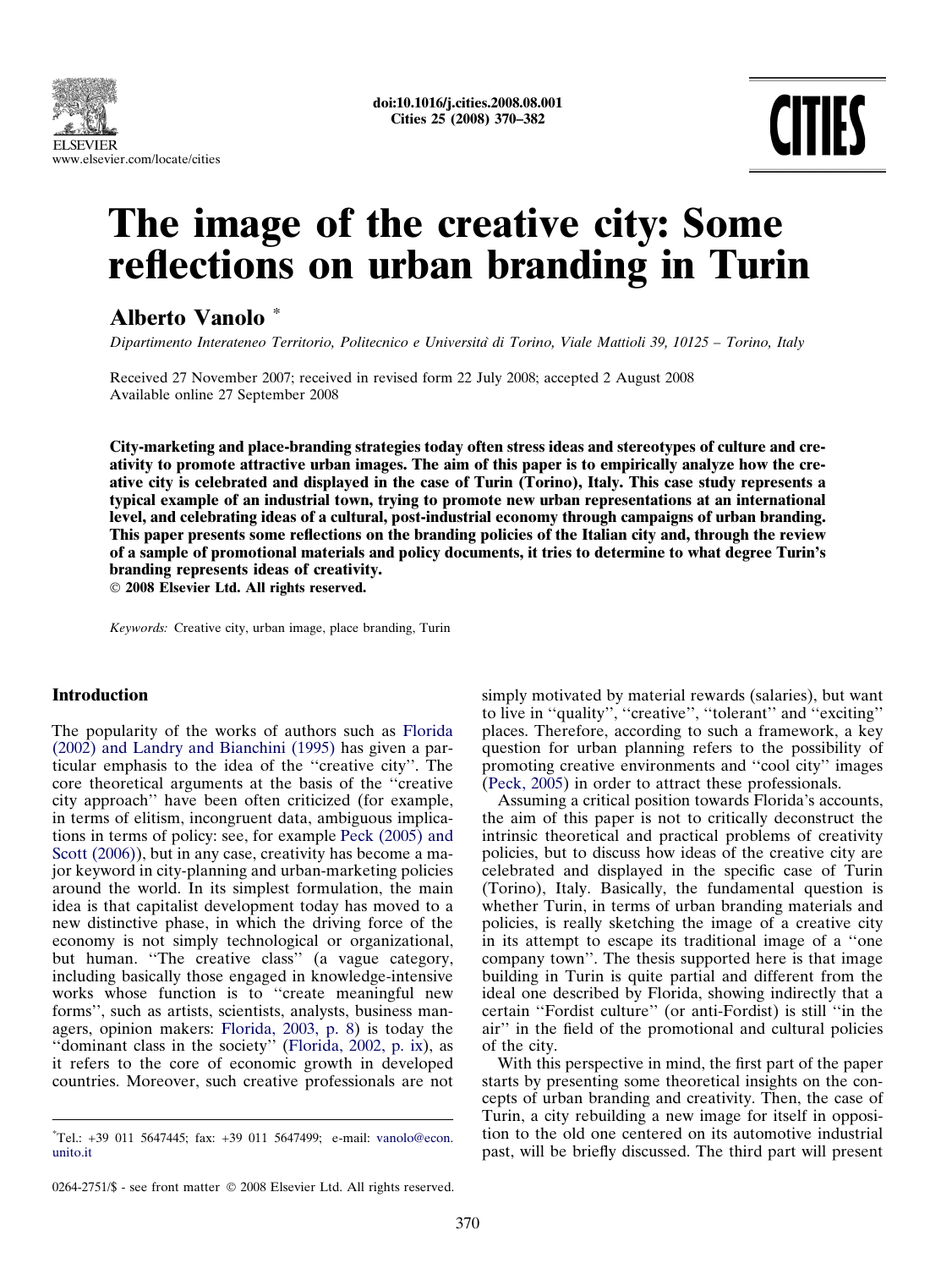# The image of the creative city: Some reflections on urban branding in Turin

## Alberto Vanolo *

*Dipartimento Interateneo Territorio, Politecnico e Università di Torino, Viale Mattioli 39, 10125 – Torino, Italy*

Received 27 November 2007; received in revised form 22 July 2008; accepted 2 August 2008
Available online 27 September 2008

**City-marketing and place-branding strategies today often stress ideas and stereotypes of culture and creativity to promote attractive urban images. The aim of this paper is to empirically analyze how the creative city is celebrated and displayed in the case of Turin (Torino), Italy. This case study represents a typical example of an industrial town, trying to promote new urban representations at an international level, and celebrating ideas of a cultural, post-industrial economy through campaigns of urban branding. This paper presents some reflections on the branding policies of the Italian city and, through the review of a sample of promotional materials and policy documents, it tries to determine to what degree Turin's branding represents ideas of creativity.**
**© 2008 Elsevier Ltd. All rights reserved.**

*Keywords:* Creative city, urban image, place branding, Turin

## Introduction

The popularity of the works of authors such as Florida (2002) and Landry and Bianchini (1995) has given a particular emphasis to the idea of the ''creative city''. The core theoretical arguments at the basis of the ''creative city approach'' have been often criticized (for example, in terms of elitism, incongruent data, ambiguous implications in terms of policy: see, for example Peck (2005) and Scott (2006)), but in any case, creativity has become a major keyword in city-planning and urban-marketing policies around the world. In its simplest formulation, the main idea is that capitalist development today has moved to a new distinctive phase, in which the driving force of the economy is not simply technological or organizational, but human. ''The creative class'' (a vague category, including basically those engaged in knowledge-intensive works whose function is to ''create meaningful new forms'', such as artists, scientists, analysts, business managers, opinion makers: Florida, 2003, p. 8) is today the ''dominant class in the society'' (Florida, 2002, p. ix), as it refers to the core of economic growth in developed countries. Moreover, such creative professionals are not simply motivated by material rewards (salaries), but want to live in ''quality'', ''creative'', ''tolerant'' and ''exciting'' places. Therefore, according to such a framework, a key question for urban planning refers to the possibility of promoting creative environments and ''cool city'' images (Peck, 2005) in order to attract these professionals.

Assuming a critical position towards Florida's accounts, the aim of this paper is not to critically deconstruct the intrinsic theoretical and practical problems of creativity policies, but to discuss how ideas of the creative city are celebrated and displayed in the specific case of Turin (Torino), Italy. Basically, the fundamental question is whether Turin, in terms of urban branding materials and policies, is really sketching the image of a creative city in its attempt to escape its traditional image of a ''one company town''. The thesis supported here is that image building in Turin is quite partial and different from the ideal one described by Florida, showing indirectly that a certain ''Fordist culture'' (or anti-Fordist) is still ''in the air'' in the field of the promotional and cultural policies of the city.

With this perspective in mind, the first part of the paper starts by presenting some theoretical insights on the concepts of urban branding and creativity. Then, the case of Turin, a city rebuilding a new image for itself in opposition to the old one centered on its automotive industrial past, will be briefly discussed. The third part will present

*Tel.: +39 011 5647445; fax: +39 011 5647499; e-mail: vanolo@econ.unito.it

0264-2751/$ - see front matter © 2008 Elsevier Ltd. All rights reserved.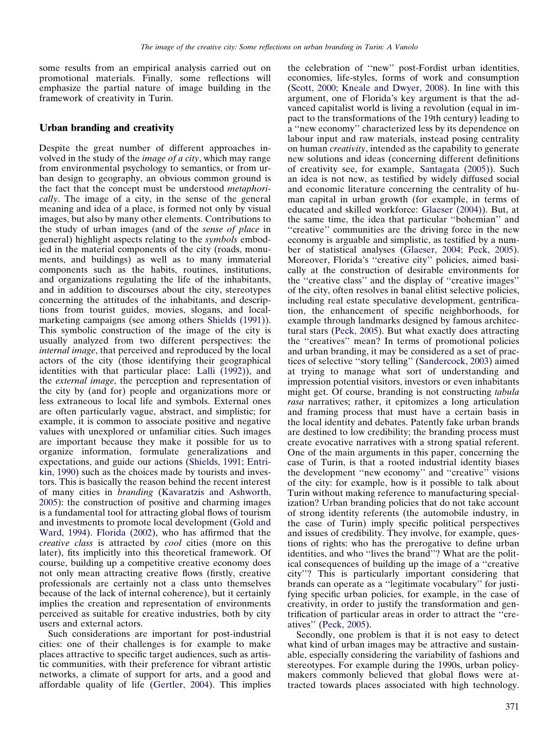some results from an empirical analysis carried out on promotional materials. Finally, some reflections will emphasize the partial nature of image building in the framework of creativity in Turin.

## Urban branding and creativity

Despite the great number of different approaches involved in the study of the *image of a city*, which may range from environmental psychology to semantics, or from urban design to geography, an obvious common ground is the fact that the concept must be understood *metaphorically*. The image of a city, in the sense of the general meaning and idea of a place, is formed not only by visual images, but also by many other elements. Contributions to the study of urban images (and of the *sense of place* in general) highlight aspects relating to the *symbols* embodied in the material components of the city (roads, monuments, and buildings) as well as to many immaterial components such as the habits, routines, institutions, and organizations regulating the life of the inhabitants, and in addition to discourses about the city, stereotypes concerning the attitudes of the inhabitants, and descriptions from tourist guides, movies, slogans, and local-marketing campaigns (see among others Shields (1991)). This symbolic construction of the image of the city is usually analyzed from two different perspectives: the *internal image*, that perceived and reproduced by the local actors of the city (those identifying their geographical identities with that particular place: Lalli (1992)), and the *external image*, the perception and representation of the city by (and for) people and organizations more or less extraneous to local life and symbols. External ones are often particularly vague, abstract, and simplistic; for example, it is common to associate positive and negative values with unexplored or unfamiliar cities. Such images are important because they make it possible for us to organize information, formulate generalizations and expectations, and guide our actions (Shields, 1991; Entrikin, 1990) such as the choices made by tourists and investors. This is basically the reason behind the recent interest of many cities in *branding* (Kavaratzis and Ashworth, 2005): the construction of positive and charming images is a fundamental tool for attracting global flows of tourism and investments to promote local development (Gold and Ward, 1994). Florida (2002), who has affirmed that the *creative class* is attracted by *cool* cities (more on this later), fits implicitly into this theoretical framework. Of course, building up a competitive creative economy does not only mean attracting creative flows (firstly, creative professionals are certainly not a class unto themselves because of the lack of internal coherence), but it certainly implies the creation and representation of environments perceived as suitable for creative industries, both by city users and external actors.

Such considerations are important for post-industrial cities: one of their challenges is for example to make places attractive to specific target audiences, such as artistic communities, with their preference for vibrant artistic networks, a climate of support for arts, and a good and affordable quality of life (Gertler, 2004). This implies the celebration of ''new'' post-Fordist urban identities, economies, life-styles, forms of work and consumption (Scott, 2000; Kneale and Dwyer, 2008). In line with this argument, one of Florida's key argument is that the advanced capitalist world is living a revolution (equal in impact to the transformations of the 19th century) leading to a ''new economy'' characterized less by its dependence on labour input and raw materials, instead posing centrality on human *creativity*, intended as the capability to generate new solutions and ideas (concerning different definitions of creativity see, for example, Santagata (2005)). Such an idea is not new, as testified by widely diffused social and economic literature concerning the centrality of human capital in urban growth (for example, in terms of educated and skilled workforce: Glaeser (2004)). But, at the same time, the idea that particular ''bohemian'' and ''creative'' communities are the driving force in the new economy is arguable and simplistic, as testified by a number of statistical analyses (Glaeser, 2004; Peck, 2005). Moreover, Florida's ''creative city'' policies, aimed basically at the construction of desirable environments for the ''creative class'' and the display of ''creative images'' of the city, often resolves in banal elitist selective policies, including real estate speculative development, gentrification, the enhancement of specific neighborhoods, for example through landmarks designed by famous architectural stars (Peck, 2005). But what exactly does attracting the ''creatives'' mean? In terms of promotional policies and urban branding, it may be considered as a set of practices of selective ''story telling'' (Sandercock, 2003) aimed at trying to manage what sort of understanding and impression potential visitors, investors or even inhabitants might get. Of course, branding is not constructing *tabula rasa* narratives; rather, it epitomizes a long articulation and framing process that must have a certain basis in the local identity and debates. Patently fake urban brands are destined to low credibility; the branding process must create evocative narratives with a strong spatial referent. One of the main arguments in this paper, concerning the case of Turin, is that a rooted industrial identity biases the development ''new economy'' and ''creative'' visions of the city: for example, how is it possible to talk about Turin without making reference to manufacturing specialization? Urban branding policies that do not take account of strong identity referents (the automobile industry, in the case of Turin) imply specific political perspectives and issues of credibility. They involve, for example, questions of rights: who has the prerogative to define urban identities, and who ''lives the brand''? What are the political consequences of building up the image of a ''creative city''? This is particularly important considering that brands can operate as a ''legitimate vocabulary'' for justifying specific urban policies, for example, in the case of creativity, in order to justify the transformation and gentrification of particular areas in order to attract the ''creatives'' (Peck, 2005).

Secondly, one problem is that it is not easy to detect what kind of urban images may be attractive and sustainable, especially considering the variability of fashions and stereotypes. For example during the 1990s, urban policy-makers commonly believed that global flows were attracted towards places associated with high technology.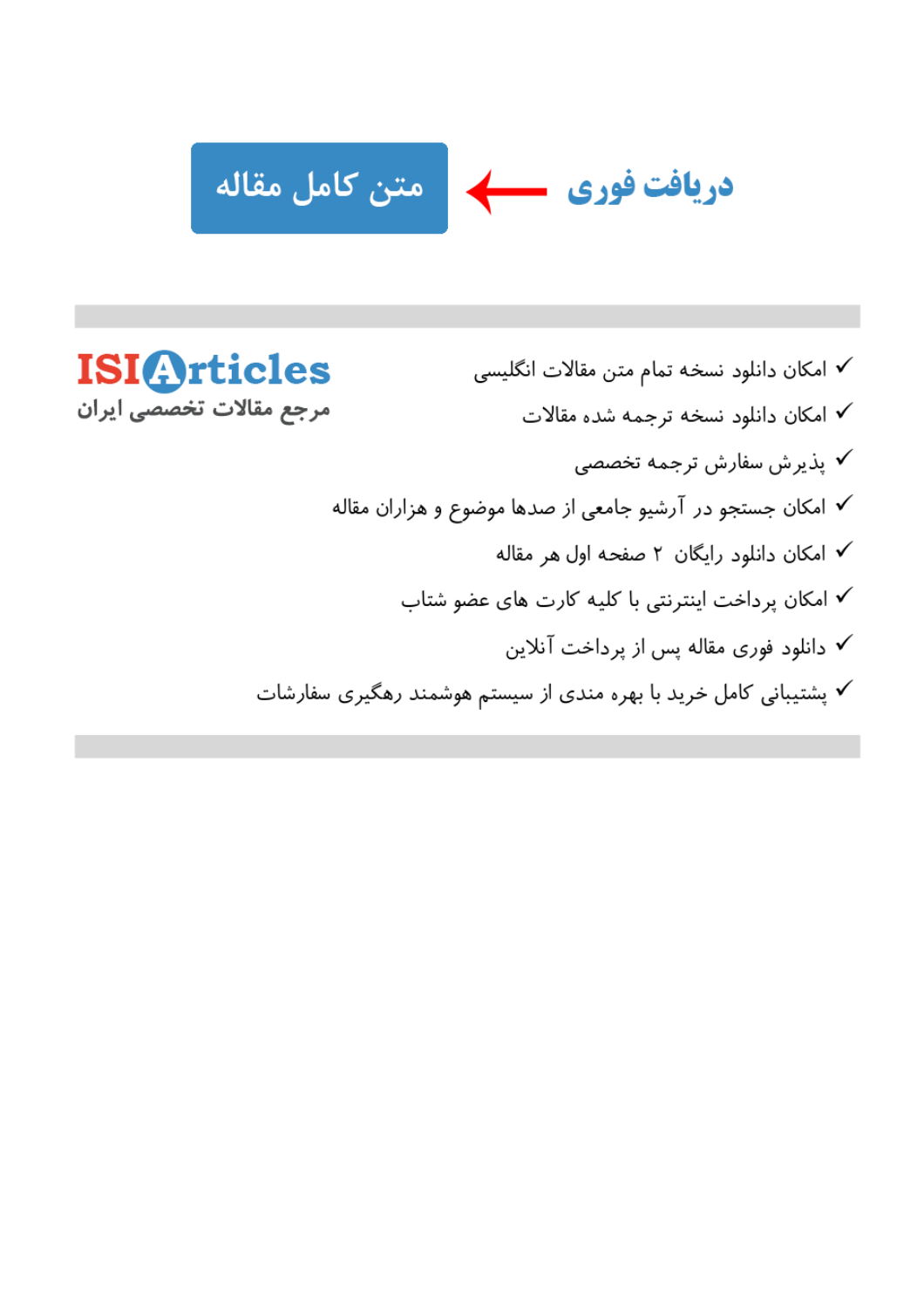دریافت فوری ← متن کامل مقاله

ISIArticles
مرجع مقالات تخصصی ایران

- ✓ امکان دانلود نسخه تمام متن مقالات انگلیسی
- ✓ امکان دانلود نسخه ترجمه شده مقالات
- ✓ پذیرش سفارش ترجمه تخصصی
- ✓ امکان جستجو در آرشیو جامعی از صدها موضوع و هزاران مقاله
- ✓ امکان دانلود رایگان ۲ صفحه اول هر مقاله
- ✓ امکان پرداخت اینترنتی با کلیه کارت های عضو شتاب
- ✓ دانلود فوری مقاله پس از پرداخت آنلاین
- ✓ پشتیبانی کامل خرید با بهره مندی از سیستم هوشمند رهگیری سفارشات